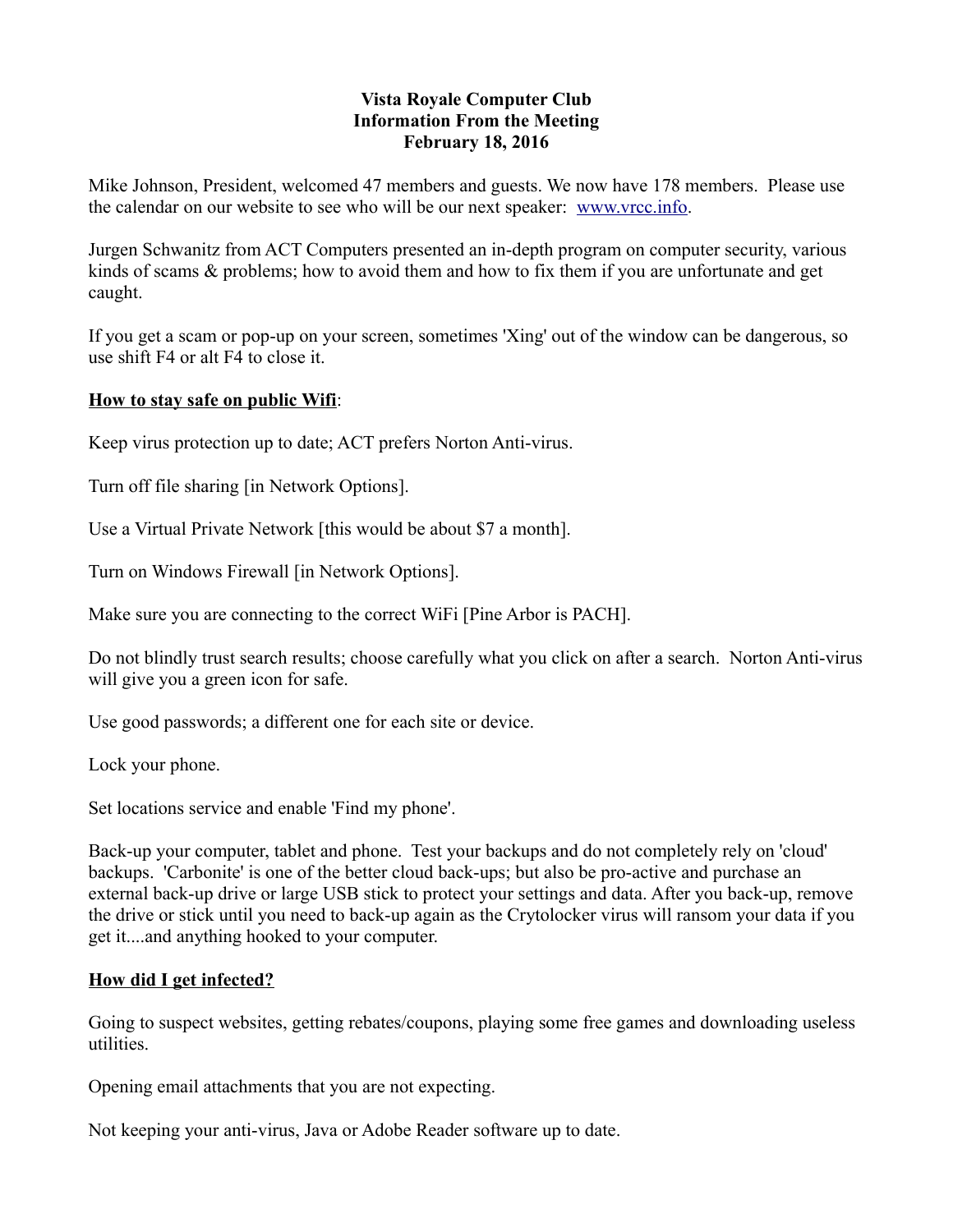**Vista Royale Computer Club**
**Information From the Meeting**
**February 18, 2016**

Mike Johnson, President, welcomed 47 members and guests. We now have 178 members. Please use the calendar on our website to see who will be our next speaker: [www.vrcc.info](http://www.vrcc.info).

Jurgen Schwanitz from ACT Computers presented an in-depth program on computer security, various kinds of scams & problems; how to avoid them and how to fix them if you are unfortunate and get caught.

If you get a scam or pop-up on your screen, sometimes 'Xing' out of the window can be dangerous, so use shift F4 or alt F4 to close it.

**How to stay safe on public Wifi**:

Keep virus protection up to date; ACT prefers Norton Anti-virus.

Turn off file sharing [in Network Options].

Use a Virtual Private Network [this would be about $7 a month].

Turn on Windows Firewall [in Network Options].

Make sure you are connecting to the correct WiFi [Pine Arbor is PACH].

Do not blindly trust search results; choose carefully what you click on after a search. Norton Anti-virus will give you a green icon for safe.

Use good passwords; a different one for each site or device.

Lock your phone.

Set locations service and enable 'Find my phone'.

Back-up your computer, tablet and phone. Test your backups and do not completely rely on 'cloud' backups. 'Carbonite' is one of the better cloud back-ups; but also be pro-active and purchase an external back-up drive or large USB stick to protect your settings and data. After you back-up, remove the drive or stick until you need to back-up again as the Crytolocker virus will ransom your data if you get it....and anything hooked to your computer.

**How did I get infected?**

Going to suspect websites, getting rebates/coupons, playing some free games and downloading useless utilities.

Opening email attachments that you are not expecting.

Not keeping your anti-virus, Java or Adobe Reader software up to date.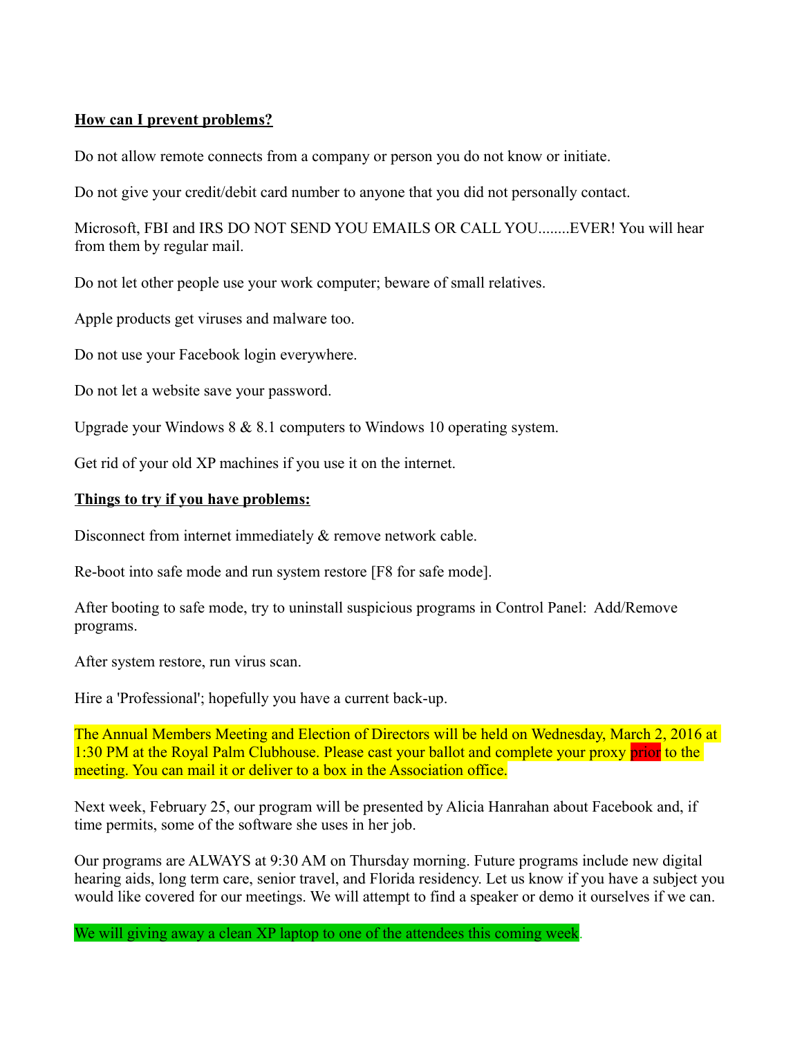**How can I prevent problems?**

Do not allow remote connects from a company or person you do not know or initiate.

Do not give your credit/debit card number to anyone that you did not personally contact.

Microsoft, FBI and IRS DO NOT SEND YOU EMAILS OR CALL YOU........EVER! You will hear from them by regular mail.

Do not let other people use your work computer; beware of small relatives.

Apple products get viruses and malware too.

Do not use your Facebook login everywhere.

Do not let a website save your password.

Upgrade your Windows 8 & 8.1 computers to Windows 10 operating system.

Get rid of your old XP machines if you use it on the internet.

**Things to try if you have problems:**

Disconnect from internet immediately & remove network cable.

Re-boot into safe mode and run system restore [F8 for safe mode].

After booting to safe mode, try to uninstall suspicious programs in Control Panel: Add/Remove programs.

After system restore, run virus scan.

Hire a 'Professional'; hopefully you have a current back-up.

The Annual Members Meeting and Election of Directors will be held on Wednesday, March 2, 2016 at 1:30 PM at the Royal Palm Clubhouse. Please cast your ballot and complete your proxy prior to the meeting. You can mail it or deliver to a box in the Association office.

Next week, February 25, our program will be presented by Alicia Hanrahan about Facebook and, if time permits, some of the software she uses in her job.

Our programs are ALWAYS at 9:30 AM on Thursday morning. Future programs include new digital hearing aids, long term care, senior travel, and Florida residency. Let us know if you have a subject you would like covered for our meetings. We will attempt to find a speaker or demo it ourselves if we can.

We will giving away a clean XP laptop to one of the attendees this coming week.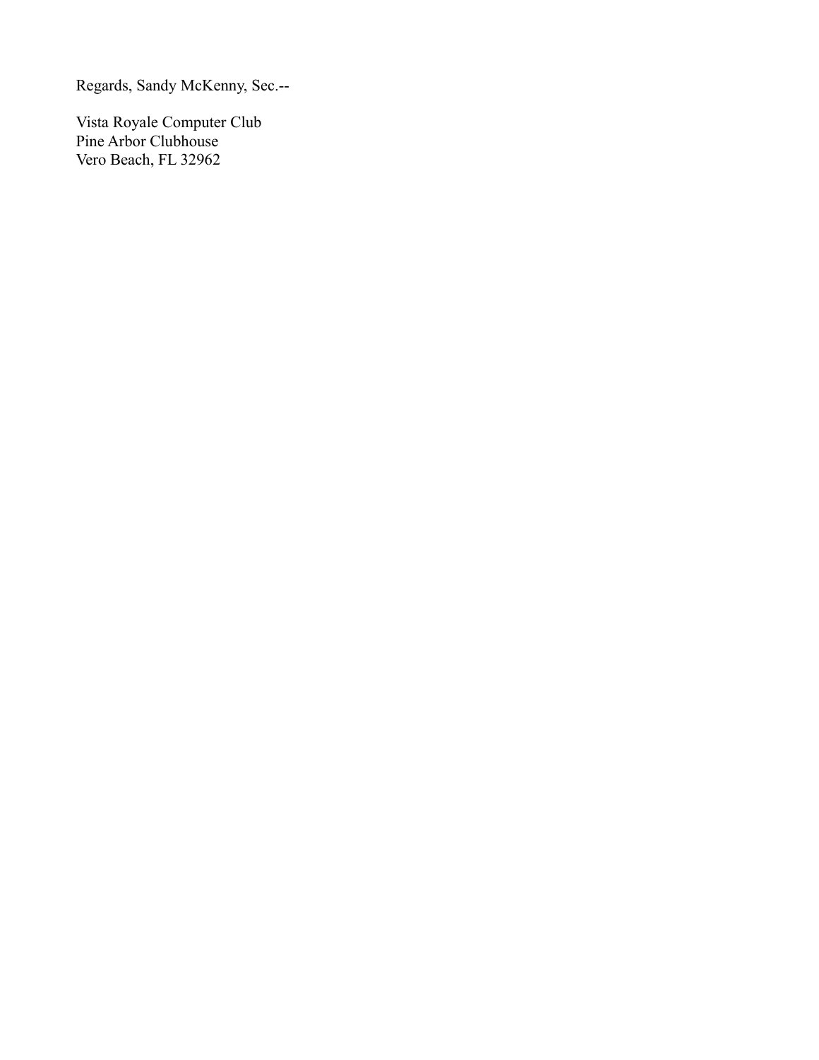Regards, Sandy McKenny, Sec.--

Vista Royale Computer Club
Pine Arbor Clubhouse
Vero Beach, FL 32962